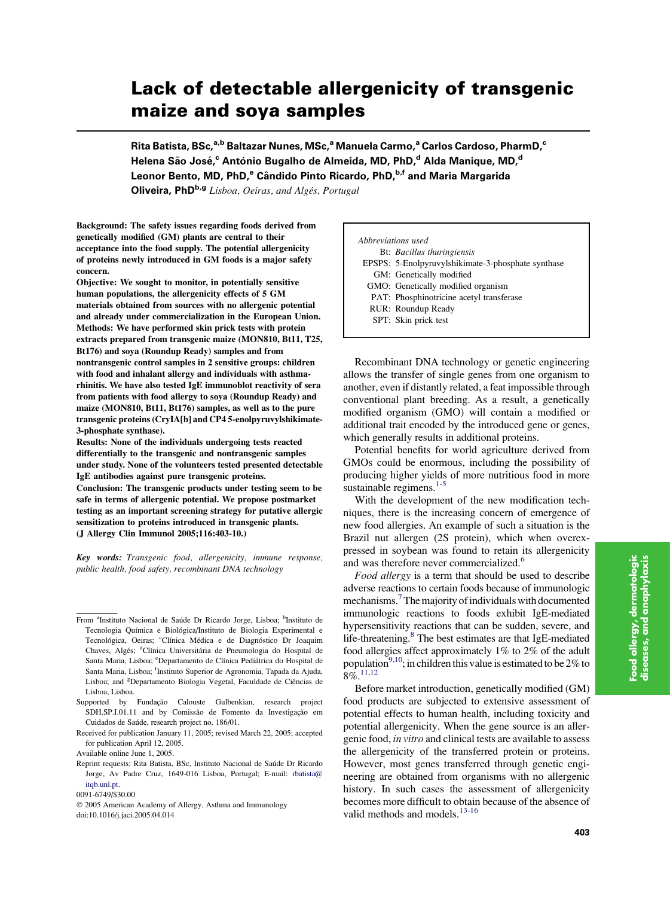# Lack of detectable allergenicity of transgenic maize and soya samples

**Rita Batista, BSc,[a,b] Baltazar Nunes, MSc,[a] Manuela Carmo,[a] Carlos Cardoso, PharmD,[c] Helena São José,[c] António Bugalho de Almeida, MD, PhD,[d] Alda Manique, MD,[d] Leonor Bento, MD, PhD,[e] Cândido Pinto Ricardo, PhD,[b,f] and Maria Margarida Oliveira, PhD[b,g]** *Lisboa, Oeiras, and Algés, Portugal*

**Background: The safety issues regarding foods derived from genetically modified (GM) plants are central to their acceptance into the food supply. The potential allergenicity of proteins newly introduced in GM foods is a major safety concern.**

**Objective: We sought to monitor, in potentially sensitive human populations, the allergenicity effects of 5 GM materials obtained from sources with no allergenic potential and already under commercialization in the European Union.**

**Methods: We have performed skin prick tests with protein extracts prepared from transgenic maize (MON810, Bt11, T25, Bt176) and soya (Roundup Ready) samples and from nontransgenic control samples in 2 sensitive groups: children with food and inhalant allergy and individuals with asthma-rhinitis. We have also tested IgE immunoblot reactivity of sera from patients with food allergy to soya (Roundup Ready) and maize (MON810, Bt11, Bt176) samples, as well as to the pure transgenic proteins (CryIA[b] and CP4 5-enolpyruvylshikimate-3-phosphate synthase).**

**Results: None of the individuals undergoing tests reacted differentially to the transgenic and nontransgenic samples under study. None of the volunteers tested presented detectable IgE antibodies against pure transgenic proteins.**

**Conclusion: The transgenic products under testing seem to be safe in terms of allergenic potential. We propose postmarket testing as an important screening strategy for putative allergic sensitization to proteins introduced in transgenic plants. (J Allergy Clin Immunol 2005;116:403-10.)**

***Key words:** Transgenic food, allergenicity, immune response, public health, food safety, recombinant DNA technology*

From [a]Instituto Nacional de Saúde Dr Ricardo Jorge, Lisboa; [b]Instituto de Tecnologia Química e Biológica/Instituto de Biologia Experimental e Tecnológica, Oeiras; [c]Clínica Médica e de Diagnóstico Dr Joaquim Chaves, Algés; [d]Clínica Universitária de Pneumologia do Hospital de Santa Maria, Lisboa; [e]Departamento de Clínica Pediátrica do Hospital de Santa Maria, Lisboa; [f]Instituto Superior de Agronomia, Tapada da Ajuda, Lisboa; and [g]Departamento Biologia Vegetal, Faculdade de Ciências de Lisboa, Lisboa.

Supported by Fundação Calouste Gulbenkian, research project SDH.SP.I.01.11 and by Comissão de Fomento da Investigação em Cuidados de Saúde, research project no. 186/01.

Received for publication January 11, 2005; revised March 22, 2005; accepted for publication April 12, 2005.

Available online June 1, 2005.

Reprint requests: Rita Batista, BSc, Instituto Nacional de Saúde Dr Ricardo Jorge, Av Padre Cruz, 1649-016 Lisboa, Portugal; E-mail: rbatista@itqb.unl.pt.

0091-6749/$30.00

© 2005 American Academy of Allergy, Asthma and Immunology

doi:10.1016/j.jaci.2005.04.014

*Abbreviations used*

| | |
|---|---|
| Bt: | *Bacillus thuringiensis* |
| EPSPS: | 5-Enolpyruvylshikimate-3-phosphate synthase |
| GM: | Genetically modified |
| GMO: | Genetically modified organism |
| PAT: | Phosphinotricine acetyl transferase |
| RUR: | Roundup Ready |
| SPT: | Skin prick test |

Recombinant DNA technology or genetic engineering allows the transfer of single genes from one organism to another, even if distantly related, a feat impossible through conventional plant breeding. As a result, a genetically modified organism (GMO) will contain a modified or additional trait encoded by the introduced gene or genes, which generally results in additional proteins.

Potential benefits for world agriculture derived from GMOs could be enormous, including the possibility of producing higher yields of more nutritious food in more sustainable regimens.[1-5]

With the development of the new modification techniques, there is the increasing concern of emergence of new food allergies. An example of such a situation is the Brazil nut allergen (2S protein), which when overexpressed in soybean was found to retain its allergenicity and was therefore never commercialized.[6]

*Food allergy* is a term that should be used to describe adverse reactions to certain foods because of immunologic mechanisms.[7] The majority of individuals with documented immunologic reactions to foods exhibit IgE-mediated hypersensitivity reactions that can be sudden, severe, and life-threatening.[8] The best estimates are that IgE-mediated food allergies affect approximately 1% to 2% of the adult population[9,10]; in children this value is estimated to be 2% to 8%.[11,12]

Before market introduction, genetically modified (GM) food products are subjected to extensive assessment of potential effects to human health, including toxicity and potential allergenicity. When the gene source is an allergenic food, *in vitro* and clinical tests are available to assess the allergenicity of the transferred protein or proteins. However, most genes transferred through genetic engineering are obtained from organisms with no allergenic history. In such cases the assessment of allergenicity becomes more difficult to obtain because of the absence of valid methods and models.[13-16]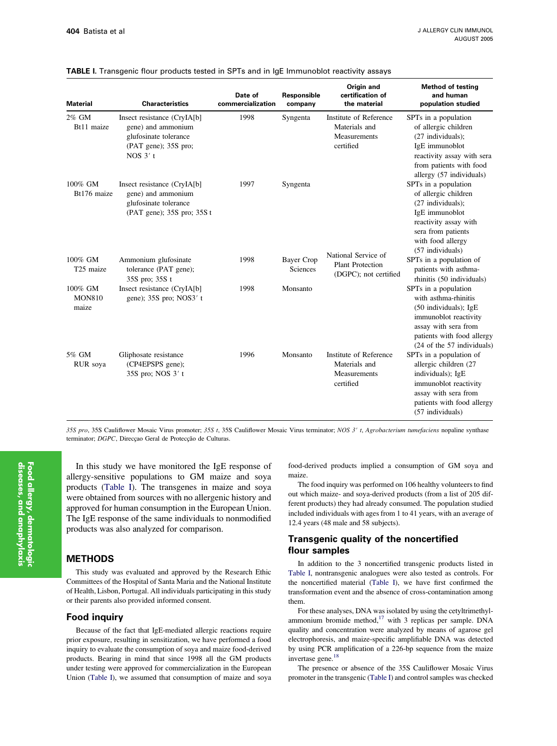**TABLE I.** Transgenic flour products tested in SPTs and in IgE Immunoblot reactivity assays

| Material | Characteristics | Date of commercialization | Responsible company | Origin and certification of the material | Method of testing and human population studied |
|---|---|---|---|---|---|
| 2% GM Bt11 maize | Insect resistance (CryIA[b] gene) and ammonium glufosinate tolerance (PAT gene); 35S pro; NOS 3′ t | 1998 | Syngenta | Institute of Reference Materials and Measurements certified | SPTs in a population of allergic children (27 individuals); IgE immunoblot reactivity assay with sera from patients with food allergy (57 individuals) |
| 100% GM Bt176 maize | Insect resistance (CryIA[b] gene) and ammonium glufosinate tolerance (PAT gene); 35S pro; 35S t | 1997 | Syngenta | National Service of Plant Protection (DGPC); not certified | SPTs in a population of allergic children (27 individuals); IgE immunoblot reactivity assay with sera from patients with food allergy (57 individuals) |
| 100% GM T25 maize | Ammonium glufosinate tolerance (PAT gene); 35S pro; 35S t | 1998 | Bayer Crop Sciences | | SPTs in a population of patients with asthma-rhinitis (50 individuals) |
| 100% GM MON810 maize | Insect resistance (CryIA[b] gene); 35S pro; NOS3′ t | 1998 | Monsanto | | SPTs in a population with asthma-rhinitis (50 individuals); IgE immunoblot reactivity assay with sera from patients with food allergy (24 of the 57 individuals) |
| 5% GM RUR soya | Gliphosate resistance (CP4EPSPS gene); 35S pro; NOS 3′ t | 1996 | Monsanto | Institute of Reference Materials and Measurements certified | SPTs in a population of allergic children (27 individuals); IgE immunoblot reactivity assay with sera from patients with food allergy (57 individuals) |

*35S pro*, 35S Cauliflower Mosaic Virus promoter; *35S t*, 35S Cauliflower Mosaic Virus terminator; *NOS 3′ t*, *Agrobacterium tumefaciens* nopaline synthase terminator; *DGPC*, Direcçao Geral de Protecção de Culturas.

In this study we have monitored the IgE response of allergy-sensitive populations to GM maize and soya products (Table I). The transgenes in maize and soya were obtained from sources with no allergenic history and approved for human consumption in the European Union. The IgE response of the same individuals to nonmodified products was also analyzed for comparison.

## METHODS

This study was evaluated and approved by the Research Ethic Committees of the Hospital of Santa Maria and the National Institute of Health, Lisbon, Portugal. All individuals participating in this study or their parents also provided informed consent.

### Food inquiry

Because of the fact that IgE-mediated allergic reactions require prior exposure, resulting in sensitization, we have performed a food inquiry to evaluate the consumption of soya and maize food-derived products. Bearing in mind that since 1998 all the GM products under testing were approved for commercialization in the European Union (Table I), we assumed that consumption of maize and soya food-derived products implied a consumption of GM soya and maize.

The food inquiry was performed on 106 healthy volunteers to find out which maize- and soya-derived products (from a list of 205 different products) they had already consumed. The population studied included individuals with ages from 1 to 41 years, with an average of 12.4 years (48 male and 58 subjects).

### Transgenic quality of the noncertified flour samples

In addition to the 3 noncertified transgenic products listed in Table I, nontransgenic analogues were also tested as controls. For the noncertified material (Table I), we have first confirmed the transformation event and the absence of cross-contamination among them.

For these analyses, DNA was isolated by using the cetyltrimethylammonium bromide method,[17] with 3 replicas per sample. DNA quality and concentration were analyzed by means of agarose gel electrophoresis, and maize-specific amplifiable DNA was detected by using PCR amplification of a 226-bp sequence from the maize invertase gene.[18]

The presence or absence of the 35S Cauliflower Mosaic Virus promoter in the transgenic (Table I) and control samples was checked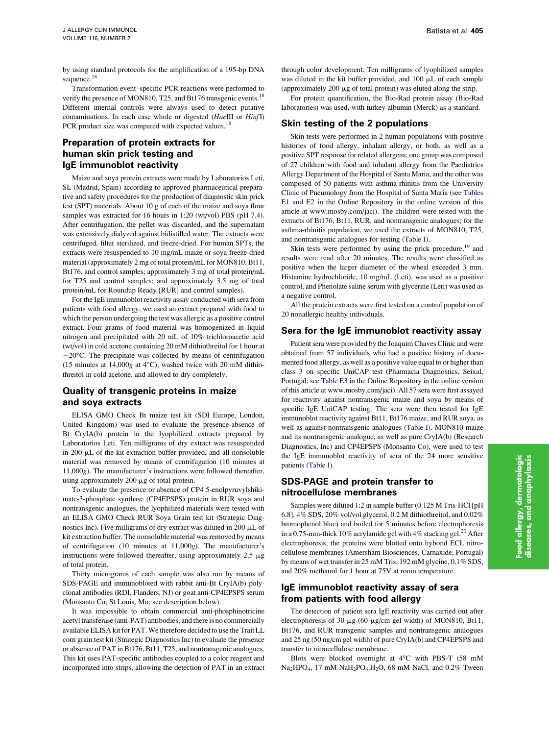by using standard protocols for the amplification of a 195-bp DNA sequence.[18]

Transformation event–specific PCR reactions were performed to verify the presence of MON810, T25, and Bt176 transgenic events.[18] Different internal controls were always used to detect putative contaminations. In each case whole or digested (*Hae*III or *Hinf*I) PCR product size was compared with expected values.[18]

## Preparation of protein extracts for human skin prick testing and IgE immunoblot reactivity

Maize and soya protein extracts were made by Laboratorios Leti, SL (Madrid, Spain) according to approved pharmaceutical preparative and safety procedures for the production of diagnostic skin prick test (SPT) materials. About 10 g of each of the maize and soya flour samples was extracted for 16 hours in 1:20 (wt/vol) PBS (pH 7.4). After centrifugation, the pellet was discarded, and the supernatant was extensively dialyzed against bidistilled water. The extracts were centrifuged, filter sterilized, and freeze-dried. For human SPTs, the extracts were resuspended to 10 mg/mL maize or soya freeze-dried material (approximately 2 mg of total protein/mL for MON810, Bt11, Bt176, and control samples; approximately 3 mg of total protein/mL for T25 and control samples; and approximately 3.5 mg of total protein/mL for Roundup Ready [RUR] and control samples).

For the IgE immunoblot reactivity assay conducted with sera from patients with food allergy, we used an extract prepared with food to which the person undergoing the test was allergic as a positive control extract. Four grams of food material was homogenized in liquid nitrogen and precipitated with 20 mL of 10% trichloroacetic acid (wt/vol) in cold acetone containing 20 mM dithiothreitol for 1 hour at $-20°C$. The precipitate was collected by means of centrifugation (15 minutes at 14,000*g* at 4°C), washed twice with 20 mM dithiothreitol in cold acetone, and allowed to dry completely.

## Quality of transgenic proteins in maize and soya extracts

ELISA GMO Check Bt maize test kit (SDI Europe, London, United Kingdom) was used to evaluate the presence-absence of Bt CryIA(b) protein in the lyophilized extracts prepared by Laboratorios Leti. Ten milligrams of dry extract was resuspended in 200 μL of the kit extraction buffer provided, and all nonsoluble material was removed by means of centrifugation (10 minutes at 11,000*g*). The manufacturer's instructions were followed thereafter, using approximately 200 μg of total protein.

To evaluate the presence or absence of CP4 5-enolpyruvylshikimate-3-phosphate synthase (CP4EPSPS) protein in RUR soya and nontransgenic analogues, the lyophilized materials were tested with an ELISA GMO Check RUR Soya Grain test kit (Strategic Diagnostics Inc). Five milligrams of dry extract was diluted in 200 μL of kit extraction buffer. The nonsoluble material was removed by means of centrifugation (10 minutes at 11,000*g*). The manufacturer's instructions were followed thereafter, using approximately 2.5 μg of total protein.

Thirty micrograms of each sample was also run by means of SDS-PAGE and immunobloted with rabbit anti-Bt CryIA(b) polyclonal antibodies (RDI, Flanders, NJ) or goat anti-CP4EPSPS serum (Monsanto Co, St Louis, Mo; see description below).

It was impossible to obtain commercial anti-phosphinotricine acetyl transferase (anti-PAT) antibodies, and there is no commercially available ELISA kit for PAT. We therefore decided to use the Trait LL corn grain test kit (Strategic Diagnostics Inc) to evaluate the presence or absence of PAT in Bt176, Bt11, T25, and nontransgenic analogues. This kit uses PAT-specific antibodies coupled to a color reagent and incorporated into strips, allowing the detection of PAT in an extract through color development. Ten milligrams of lyophilized samples was diluted in the kit buffer provided, and 100 μL of each sample (approximately 200 μg of total protein) was eluted along the strip.

For protein quantification, the Bio-Rad protein assay (Bio-Rad laboratories) was used, with turkey albumin (Merck) as a standard.

## Skin testing of the 2 populations

Skin tests were performed in 2 human populations with positive histories of food allergy, inhalant allergy, or both, as well as a positive SPT response for related allergens; one group was composed of 27 children with food and inhalant allergy from the Paediatrics Allergy Department of the Hospital of Santa Maria, and the other was composed of 50 patients with asthma-rhinitis from the University Clinic of Pneumology from the Hospital of Santa Maria (see Tables E1 and E2 in the Online Repository in the online version of this article at www.mosby.com/jaci). The children were tested with the extracts of Bt176, Bt11, RUR, and nontransgenic analogues; for the asthma-rhinitis population, we used the extracts of MON810, T25, and nontransgenic analogues for testing (Table I).

Skin tests were performed by using the prick procedure,[19] and results were read after 20 minutes. The results were classified as positive when the larger diameter of the wheal exceeded 3 mm. Histamine hydrochloride, 10 mg/mL (Leti), was used as a positive control, and Phenolate saline serum with glycerine (Leti) was used as a negative control.

All the protein extracts were first tested on a control population of 20 nonallergic healthy individuals.

## Sera for the IgE immunoblot reactivity assay

Patient sera were provided by the Joaquim Chaves Clinic and were obtained from 57 individuals who had a positive history of documented food allergy, as well as a positive value equal to or higher than class 3 on specific UniCAP test (Pharmacia Diagnostics, Seixal, Portugal; see Table E3 in the Online Repository in the online version of this article at www.mosby.com/jaci). All 57 sera were first assayed for reactivity against nontransgenic maize and soya by means of specific IgE UniCAP testing. The sera were then tested for IgE immunoblot reactivity against Bt11, Bt176 maize, and RUR soya, as well as against nontransgenic analogues (Table I). MON810 maize and its nontransgenic analogue, as well as pure CryIA(b) (Research Diagnostics, Inc) and CP4EPSPS (Monsanto Co), were used to test the IgE immunoblot reactivity of sera of the 24 more sensitive patients (Table I).

## SDS-PAGE and protein transfer to nitrocellulose membranes

Samples were diluted 1:2 in sample buffer (0.125 M Tris-HCl [pH 6.8], 4% SDS, 20% vol/vol glycerol, 0.2 M dithiothreitol, and 0.02% bromophenol blue) and boiled for 5 minutes before electrophoresis in a 0.75-mm-thick 10% acrylamide gel with 4% stacking gel.[20] After electrophoresis, the proteins were blotted onto hybond ECL nitrocellulose membranes (Amersham Biosciences, Carnaxide, Portugal) by means of wet transfer in 25 mM Tris, 192 mM glycine, 0.1% SDS, and 20% methanol for 1 hour at 75V at room temperature.

## IgE immunoblot reactivity assay of sera from patients with food allergy

The detection of patient sera IgE reactivity was carried out after electrophoresis of 30 μg (60 μg/cm gel width) of MON810, Bt11, Bt176, and RUR transgenic samples and nontransgenic analogues and 25 ng (50 ng/cm gel width) of pure CryIA(b) and CP4EPSPS and transfer to nitrocellulose membrane.

Blots were blocked overnight at 4°C with PBS-T (58 mM $Na_2HPO_4$, 17 mM $NaH_2PO_4.H_2O$, 68 mM NaCl, and 0.2% Tween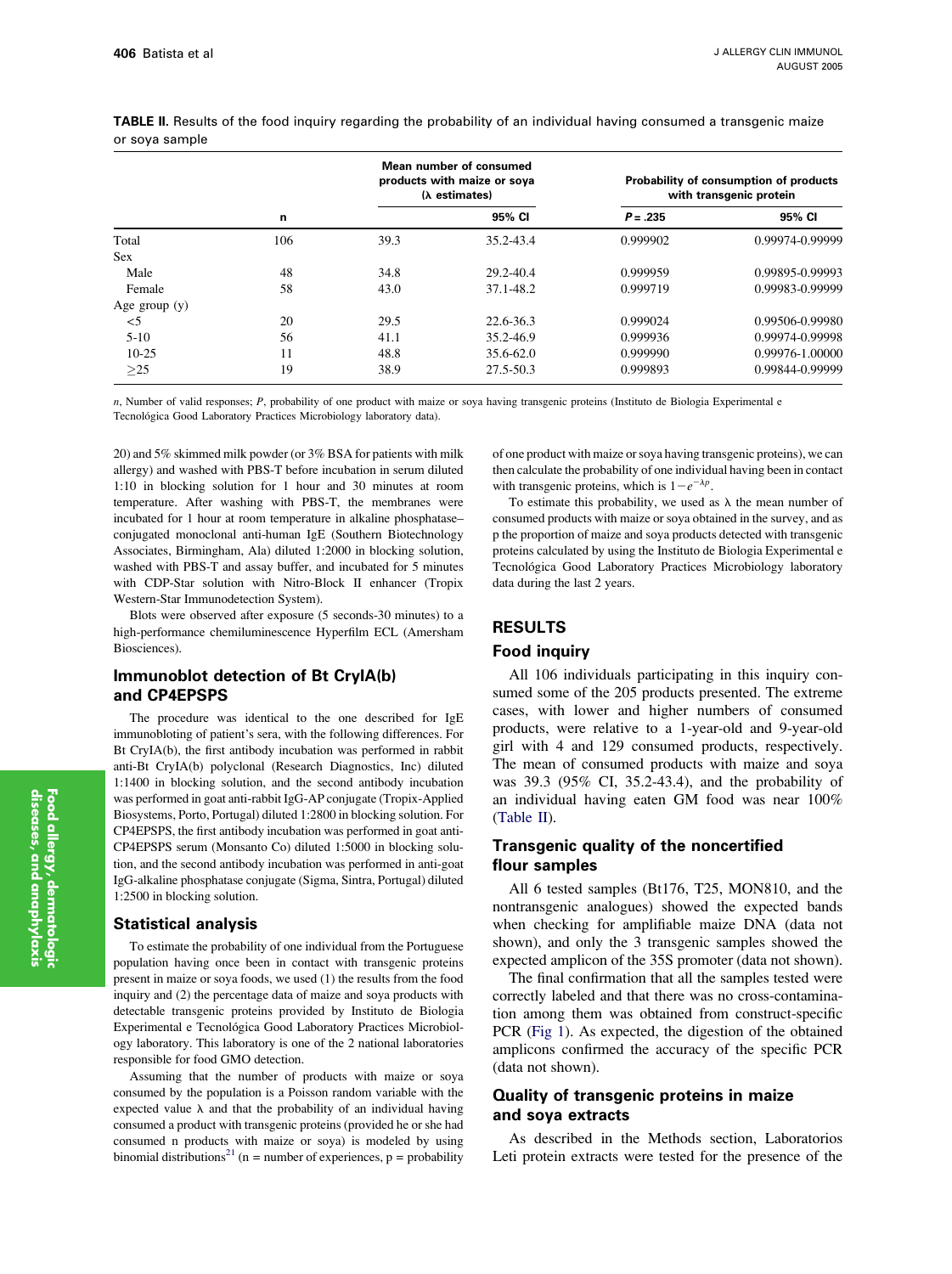**TABLE II.** Results of the food inquiry regarding the probability of an individual having consumed a transgenic maize or soya sample

| | n | Mean number of consumed products with maize or soya (λ estimates) | | Probability of consumption of products with transgenic protein | |
|---|---|---|---|---|---|
| | | | 95% CI | $P = .235$ | 95% CI |
| Total | 106 | 39.3 | 35.2-43.4 | 0.999902 | 0.99974-0.99999 |
| Sex | | | | | |
| Male | 48 | 34.8 | 29.2-40.4 | 0.999959 | 0.99895-0.99993 |
| Female | 58 | 43.0 | 37.1-48.2 | 0.999719 | 0.99983-0.99999 |
| Age group (y) | | | | | |
| <5 | 20 | 29.5 | 22.6-36.3 | 0.999024 | 0.99506-0.99980 |
| 5-10 | 56 | 41.1 | 35.2-46.9 | 0.999936 | 0.99974-0.99998 |
| 10-25 | 11 | 48.8 | 35.6-62.0 | 0.999990 | 0.99976-1.00000 |
| ≥25 | 19 | 38.9 | 27.5-50.3 | 0.999893 | 0.99844-0.99999 |

*n*, Number of valid responses; *P*, probability of one product with maize or soya having transgenic proteins (Instituto de Biologia Experimental e Tecnológica Good Laboratory Practices Microbiology laboratory data).

20) and 5% skimmed milk powder (or 3% BSA for patients with milk allergy) and washed with PBS-T before incubation in serum diluted 1:10 in blocking solution for 1 hour and 30 minutes at room temperature. After washing with PBS-T, the membranes were incubated for 1 hour at room temperature in alkaline phosphatase–conjugated monoclonal anti-human IgE (Southern Biotechnology Associates, Birmingham, Ala) diluted 1:2000 in blocking solution, washed with PBS-T and assay buffer, and incubated for 5 minutes with CDP-Star solution with Nitro-Block II enhancer (Tropix Western-Star Immunodetection System).

Blots were observed after exposure (5 seconds-30 minutes) to a high-performance chemiluminescence Hyperfilm ECL (Amersham Biosciences).

### Immunoblot detection of Bt CryIA(b) and CP4EPSPS

The procedure was identical to the one described for IgE immunobloting of patient's sera, with the following differences. For Bt CryIA(b), the first antibody incubation was performed in rabbit anti-Bt CryIA(b) polyclonal (Research Diagnostics, Inc) diluted 1:1400 in blocking solution, and the second antibody incubation was performed in goat anti-rabbit IgG-AP conjugate (Tropix-Applied Biosystems, Porto, Portugal) diluted 1:2800 in blocking solution. For CP4EPSPS, the first antibody incubation was performed in goat anti-CP4EPSPS serum (Monsanto Co) diluted 1:5000 in blocking solution, and the second antibody incubation was performed in anti-goat IgG-alkaline phosphatase conjugate (Sigma, Sintra, Portugal) diluted 1:2500 in blocking solution.

### Statistical analysis

To estimate the probability of one individual from the Portuguese population having once been in contact with transgenic proteins present in maize or soya foods, we used (1) the results from the food inquiry and (2) the percentage data of maize and soya products with detectable transgenic proteins provided by Instituto de Biologia Experimental e Tecnológica Good Laboratory Practices Microbiology laboratory. This laboratory is one of the 2 national laboratories responsible for food GMO detection.

Assuming that the number of products with maize or soya consumed by the population is a Poisson random variable with the expected value λ and that the probability of an individual having consumed a product with transgenic proteins (provided he or she had consumed n products with maize or soya) is modeled by using binomial distributions[21] (n = number of experiences, p = probability of one product with maize or soya having transgenic proteins), we can then calculate the probability of one individual having been in contact with transgenic proteins, which is $1-e^{-\lambda p}$.

To estimate this probability, we used as λ the mean number of consumed products with maize or soya obtained in the survey, and as p the proportion of maize and soya products detected with transgenic proteins calculated by using the Instituto de Biologia Experimental e Tecnológica Good Laboratory Practices Microbiology laboratory data during the last 2 years.

## RESULTS

### Food inquiry

All 106 individuals participating in this inquiry consumed some of the 205 products presented. The extreme cases, with lower and higher numbers of consumed products, were relative to a 1-year-old and 9-year-old girl with 4 and 129 consumed products, respectively. The mean of consumed products with maize and soya was 39.3 (95% CI, 35.2-43.4), and the probability of an individual having eaten GM food was near 100% (Table II).

### Transgenic quality of the noncertified flour samples

All 6 tested samples (Bt176, T25, MON810, and the nontransgenic analogues) showed the expected bands when checking for amplifiable maize DNA (data not shown), and only the 3 transgenic samples showed the expected amplicon of the 35S promoter (data not shown).

The final confirmation that all the samples tested were correctly labeled and that there was no cross-contamination among them was obtained from construct-specific PCR (Fig 1). As expected, the digestion of the obtained amplicons confirmed the accuracy of the specific PCR (data not shown).

### Quality of transgenic proteins in maize and soya extracts

As described in the Methods section, Laboratorios Leti protein extracts were tested for the presence of the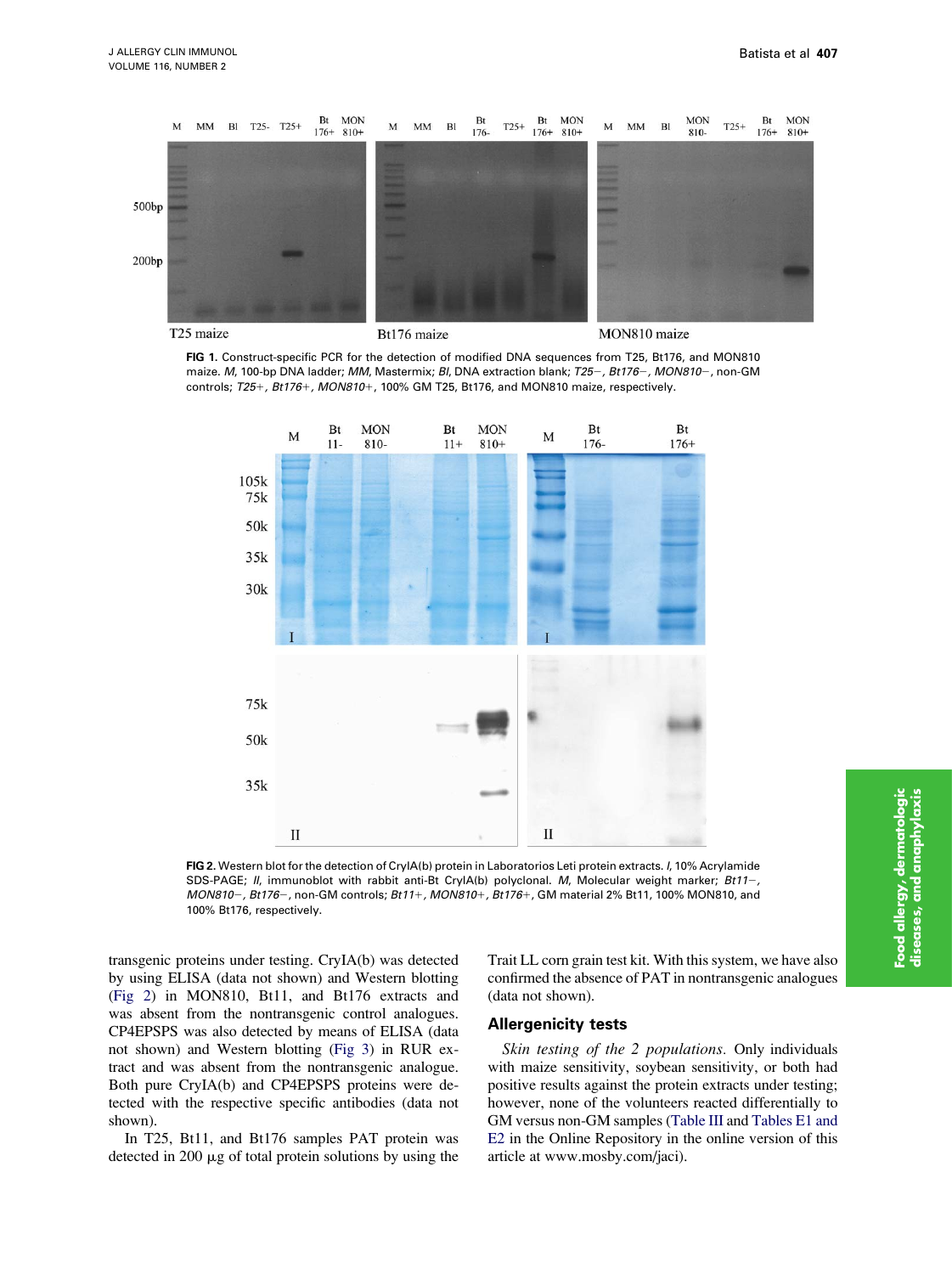FIG 1. Construct-specific PCR for the detection of modified DNA sequences from T25, Bt176, and MON810 maize. *M*, 100-bp DNA ladder; *MM*, Mastermix; *Bl*, DNA extraction blank; *T25−*, *Bt176−*, *MON810−*, non-GM controls; *T25+*, *Bt176+*, *MON810+*, 100% GM T25, Bt176, and MON810 maize, respectively.

FIG 2. Western blot for the detection of CryIA(b) protein in Laboratorios Leti protein extracts. *I*, 10% Acrylamide SDS-PAGE; *II*, immunoblot with rabbit anti-Bt CryIA(b) polyclonal. *M*, Molecular weight marker; *Bt11−*, *MON810−*, *Bt176−*, non-GM controls; *Bt11+*, *MON810+*, *Bt176+*, GM material 2% Bt11, 100% MON810, and 100% Bt176, respectively.

transgenic proteins under testing. CryIA(b) was detected by using ELISA (data not shown) and Western blotting (Fig 2) in MON810, Bt11, and Bt176 extracts and was absent from the nontransgenic control analogues. CP4EPSPS was also detected by means of ELISA (data not shown) and Western blotting (Fig 3) in RUR extract and was absent from the nontransgenic analogue. Both pure CryIA(b) and CP4EPSPS proteins were detected with the respective specific antibodies (data not shown).

In T25, Bt11, and Bt176 samples PAT protein was detected in 200 μg of total protein solutions by using the Trait LL corn grain test kit. With this system, we have also confirmed the absence of PAT in nontransgenic analogues (data not shown).

## Allergenicity tests

*Skin testing of the 2 populations.* Only individuals with maize sensitivity, soybean sensitivity, or both had positive results against the protein extracts under testing; however, none of the volunteers reacted differentially to GM versus non-GM samples (Table III and Tables E1 and E2 in the Online Repository in the online version of this article at www.mosby.com/jaci).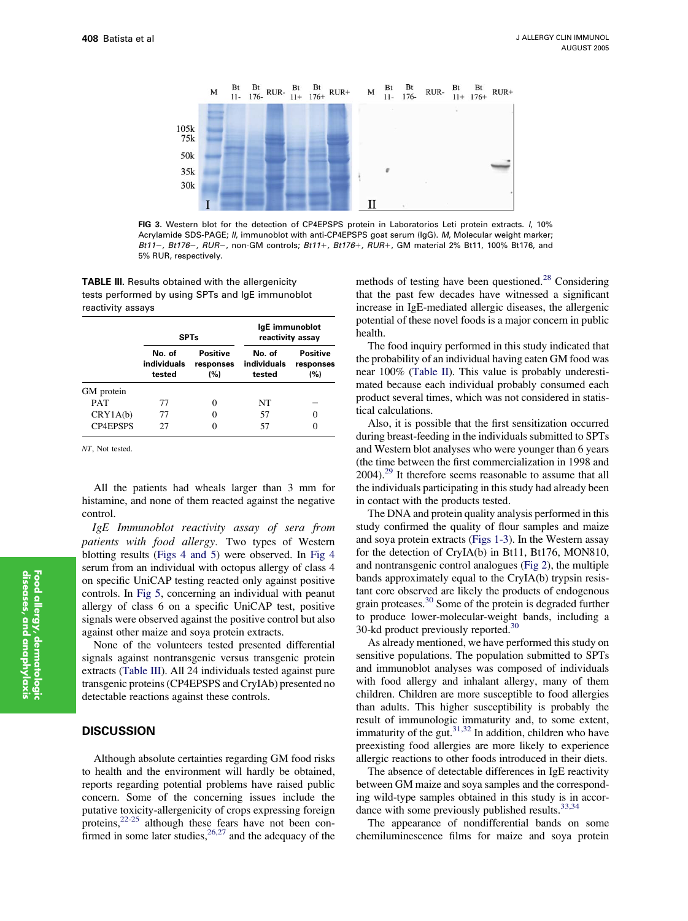**FIG 3.** Western blot for the detection of CP4EPSPS protein in Laboratorios Leti protein extracts. *I*, 10% Acrylamide SDS-PAGE; *II*, immunoblot with anti-CP4EPSPS goat serum (IgG). *M*, Molecular weight marker; *Bt11−*, *Bt176−*, *RUR−*, non-GM controls; *Bt11+*, *Bt176+*, *RUR+*, GM material 2% Bt11, 100% Bt176, and 5% RUR, respectively.

**TABLE III.** Results obtained with the allergenicity tests performed by using SPTs and IgE immunoblot reactivity assays

| | SPTs | | IgE immunoblot reactivity assay | |
|---|---|---|---|---|
| | No. of individuals tested | Positive responses (%) | No. of individuals tested | Positive responses (%) |
| GM protein | | | | |
| PAT | 77 | 0 | NT | – |
| CRY1A(b) | 77 | 0 | 57 | 0 |
| CP4EPSPS | 27 | 0 | 57 | 0 |

*NT*, Not tested.

All the patients had wheals larger than 3 mm for histamine, and none of them reacted against the negative control.

*IgE Immunoblot reactivity assay of sera from patients with food allergy.* Two types of Western blotting results (Figs 4 and 5) were observed. In Fig 4 serum from an individual with octopus allergy of class 4 on specific UniCAP testing reacted only against positive controls. In Fig 5, concerning an individual with peanut allergy of class 6 on a specific UniCAP test, positive signals were observed against the positive control but also against other maize and soya protein extracts.

None of the volunteers tested presented differential signals against nontransgenic versus transgenic protein extracts (Table III). All 24 individuals tested against pure transgenic proteins (CP4EPSPS and CryIAb) presented no detectable reactions against these controls.

## DISCUSSION

Although absolute certainties regarding GM food risks to health and the environment will hardly be obtained, reports regarding potential problems have raised public concern. Some of the concerning issues include the putative toxicity-allergenicity of crops expressing foreign proteins,[22-25] although these fears have not been confirmed in some later studies,[26,27] and the adequacy of the methods of testing have been questioned.[28] Considering that the past few decades have witnessed a significant increase in IgE-mediated allergic diseases, the allergenic potential of these novel foods is a major concern in public health.

The food inquiry performed in this study indicated that the probability of an individual having eaten GM food was near 100% (Table II). This value is probably underestimated because each individual probably consumed each product several times, which was not considered in statistical calculations.

Also, it is possible that the first sensitization occurred during breast-feeding in the individuals submitted to SPTs and Western blot analyses who were younger than 6 years (the time between the first commercialization in 1998 and 2004).[29] It therefore seems reasonable to assume that all the individuals participating in this study had already been in contact with the products tested.

The DNA and protein quality analysis performed in this study confirmed the quality of flour samples and maize and soya protein extracts (Figs 1-3). In the Western assay for the detection of CryIA(b) in Bt11, Bt176, MON810, and nontransgenic control analogues (Fig 2), the multiple bands approximately equal to the CryIA(b) trypsin resistant core observed are likely the products of endogenous grain proteases.[30] Some of the protein is degraded further to produce lower-molecular-weight bands, including a 30-kd product previously reported.[30]

As already mentioned, we have performed this study on sensitive populations. The population submitted to SPTs and immunoblot analyses was composed of individuals with food allergy and inhalant allergy, many of them children. Children are more susceptible to food allergies than adults. This higher susceptibility is probably the result of immunologic immaturity and, to some extent, immaturity of the gut.[31,32] In addition, children who have preexisting food allergies are more likely to experience allergic reactions to other foods introduced in their diets.

The absence of detectable differences in IgE reactivity between GM maize and soya samples and the corresponding wild-type samples obtained in this study is in accordance with some previously published results.[33,34]

The appearance of nondifferential bands on some chemiluminescence films for maize and soya protein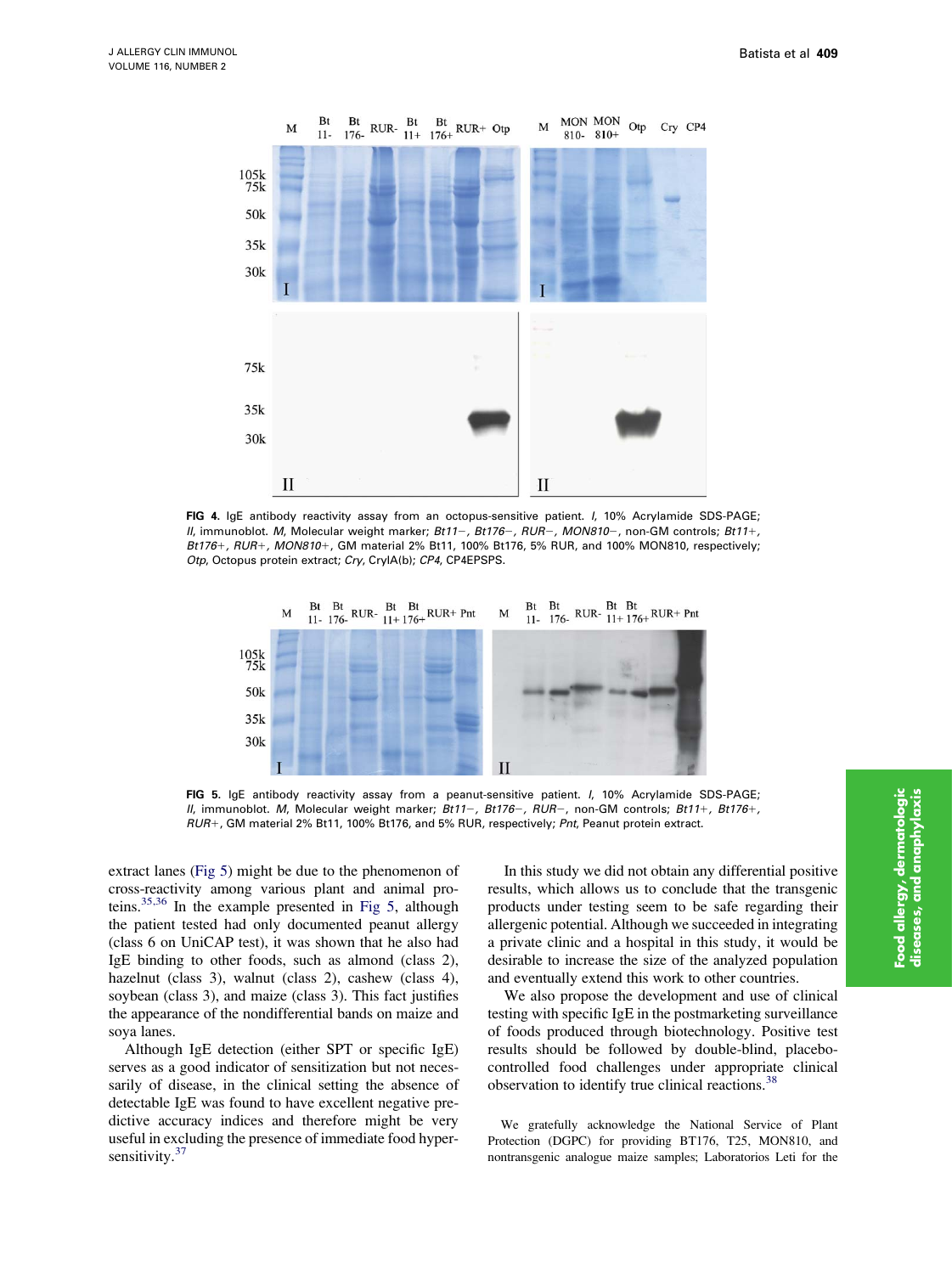FIG 4. IgE antibody reactivity assay from an octopus-sensitive patient. *I*, 10% Acrylamide SDS-PAGE; *II*, immunoblot. *M*, Molecular weight marker; *Bt11−*, *Bt176−*, *RUR−*, *MON810−*, non-GM controls; *Bt11+*, *Bt176+*, *RUR+*, *MON810+*, GM material 2% Bt11, 100% Bt176, 5% RUR, and 100% MON810, respectively; *Otp*, Octopus protein extract; *Cry*, CryIA(b); *CP4*, CP4EPSPS.

FIG 5. IgE antibody reactivity assay from a peanut-sensitive patient. *I*, 10% Acrylamide SDS-PAGE; *II*, immunoblot. *M*, Molecular weight marker; *Bt11−*, *Bt176−*, *RUR−*, non-GM controls; *Bt11+*, *Bt176+*, *RUR+*, GM material 2% Bt11, 100% Bt176, and 5% RUR, respectively; *Pnt*, Peanut protein extract.

extract lanes (Fig 5) might be due to the phenomenon of cross-reactivity among various plant and animal proteins.[35,36] In the example presented in Fig 5, although the patient tested had only documented peanut allergy (class 6 on UniCAP test), it was shown that he also had IgE binding to other foods, such as almond (class 2), hazelnut (class 3), walnut (class 2), cashew (class 4), soybean (class 3), and maize (class 3). This fact justifies the appearance of the nondifferential bands on maize and soya lanes.

Although IgE detection (either SPT or specific IgE) serves as a good indicator of sensitization but not necessarily of disease, in the clinical setting the absence of detectable IgE was found to have excellent negative predictive accuracy indices and therefore might be very useful in excluding the presence of immediate food hypersensitivity.[37]

In this study we did not obtain any differential positive results, which allows us to conclude that the transgenic products under testing seem to be safe regarding their allergenic potential. Although we succeeded in integrating a private clinic and a hospital in this study, it would be desirable to increase the size of the analyzed population and eventually extend this work to other countries.

We also propose the development and use of clinical testing with specific IgE in the postmarketing surveillance of foods produced through biotechnology. Positive test results should be followed by double-blind, placebo-controlled food challenges under appropriate clinical observation to identify true clinical reactions.[38]

We gratefully acknowledge the National Service of Plant Protection (DGPC) for providing BT176, T25, MON810, and nontransgenic analogue maize samples; Laboratorios Leti for the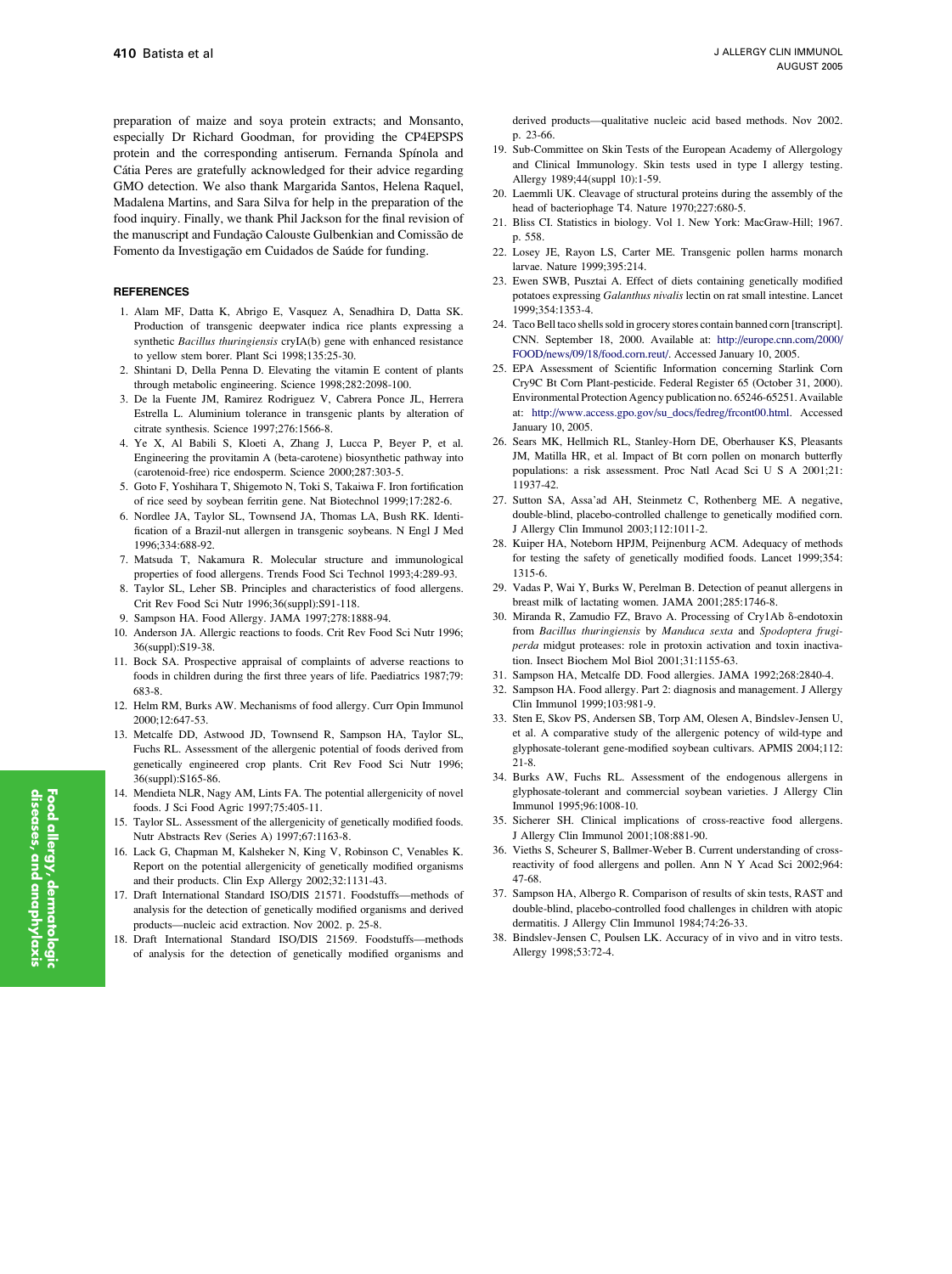preparation of maize and soya protein extracts; and Monsanto, especially Dr Richard Goodman, for providing the CP4EPSPS protein and the corresponding antiserum. Fernanda Spínola and Cátia Peres are gratefully acknowledged for their advice regarding GMO detection. We also thank Margarida Santos, Helena Raquel, Madalena Martins, and Sara Silva for help in the preparation of the food inquiry. Finally, we thank Phil Jackson for the final revision of the manuscript and Fundação Calouste Gulbenkian and Comissão de Fomento da Investigação em Cuidados de Saúde for funding.

## REFERENCES

1. Alam MF, Datta K, Abrigo E, Vasquez A, Senadhira D, Datta SK. Production of transgenic deepwater indica rice plants expressing a synthetic *Bacillus thuringiensis* cryIA(b) gene with enhanced resistance to yellow stem borer. Plant Sci 1998;135:25-30.
2. Shintani D, Della Penna D. Elevating the vitamin E content of plants through metabolic engineering. Science 1998;282:2098-100.
3. De la Fuente JM, Ramirez Rodriguez V, Cabrera Ponce JL, Herrera Estrella L. Aluminium tolerance in transgenic plants by alteration of citrate synthesis. Science 1997;276:1566-8.
4. Ye X, Al Babili S, Kloeti A, Zhang J, Lucca P, Beyer P, et al. Engineering the provitamin A (beta-carotene) biosynthetic pathway into (carotenoid-free) rice endosperm. Science 2000;287:303-5.
5. Goto F, Yoshihara T, Shigemoto N, Toki S, Takaiwa F. Iron fortification of rice seed by soybean ferritin gene. Nat Biotechnol 1999;17:282-6.
6. Nordlee JA, Taylor SL, Townsend JA, Thomas LA, Bush RK. Identification of a Brazil-nut allergen in transgenic soybeans. N Engl J Med 1996;334:688-92.
7. Matsuda T, Nakamura R. Molecular structure and immunological properties of food allergens. Trends Food Sci Technol 1993;4:289-93.
8. Taylor SL, Leher SB. Principles and characteristics of food allergens. Crit Rev Food Sci Nutr 1996;36(suppl):S91-118.
9. Sampson HA. Food Allergy. JAMA 1997;278:1888-94.
10. Anderson JA. Allergic reactions to foods. Crit Rev Food Sci Nutr 1996; 36(suppl):S19-38.
11. Bock SA. Prospective appraisal of complaints of adverse reactions to foods in children during the first three years of life. Paediatrics 1987;79: 683-8.
12. Helm RM, Burks AW. Mechanisms of food allergy. Curr Opin Immunol 2000;12:647-53.
13. Metcalfe DD, Astwood JD, Townsend R, Sampson HA, Taylor SL, Fuchs RL. Assessment of the allergenic potential of foods derived from genetically engineered crop plants. Crit Rev Food Sci Nutr 1996; 36(suppl):S165-86.
14. Mendieta NLR, Nagy AM, Lints FA. The potential allergenicity of novel foods. J Sci Food Agric 1997;75:405-11.
15. Taylor SL. Assessment of the allergenicity of genetically modified foods. Nutr Abstracts Rev (Series A) 1997;67:1163-8.
16. Lack G, Chapman M, Kalsheker N, King V, Robinson C, Venables K. Report on the potential allergenicity of genetically modified organisms and their products. Clin Exp Allergy 2002;32:1131-43.
17. Draft International Standard ISO/DIS 21571. Foodstuffs—methods of analysis for the detection of genetically modified organisms and derived products—nucleic acid extraction. Nov 2002. p. 25-8.
18. Draft International Standard ISO/DIS 21569. Foodstuffs—methods of analysis for the detection of genetically modified organisms and derived products—qualitative nucleic acid based methods. Nov 2002. p. 23-66.
19. Sub-Committee on Skin Tests of the European Academy of Allergology and Clinical Immunology. Skin tests used in type I allergy testing. Allergy 1989;44(suppl 10):1-59.
20. Laemmli UK. Cleavage of structural proteins during the assembly of the head of bacteriophage T4. Nature 1970;227:680-5.
21. Bliss CI. Statistics in biology. Vol 1. New York: MacGraw-Hill; 1967. p. 558.
22. Losey JE, Rayon LS, Carter ME. Transgenic pollen harms monarch larvae. Nature 1999;395:214.
23. Ewen SWB, Pusztai A. Effect of diets containing genetically modified potatoes expressing *Galanthus nivalis* lectin on rat small intestine. Lancet 1999;354:1353-4.
24. Taco Bell taco shells sold in grocery stores contain banned corn [transcript]. CNN. September 18, 2000. Available at: http://europe.cnn.com/2000/FOOD/news/09/18/food.corn.reut/. Accessed January 10, 2005.
25. EPA Assessment of Scientific Information concerning Starlink Corn Cry9C Bt Corn Plant-pesticide. Federal Register 65 (October 31, 2000). Environmental Protection Agency publication no. 65246-65251. Available at: http://www.access.gpo.gov/su_docs/fedreg/frcont00.html. Accessed January 10, 2005.
26. Sears MK, Hellmich RL, Stanley-Horn DE, Oberhauser KS, Pleasants JM, Matilla HR, et al. Impact of Bt corn pollen on monarch butterfly populations: a risk assessment. Proc Natl Acad Sci U S A 2001;21: 11937-42.
27. Sutton SA, Assa'ad AH, Steinmetz C, Rothenberg ME. A negative, double-blind, placebo-controlled challenge to genetically modified corn. J Allergy Clin Immunol 2003;112:1011-2.
28. Kuiper HA, Noteborn HPJM, Peijnenburg ACM. Adequacy of methods for testing the safety of genetically modified foods. Lancet 1999;354: 1315-6.
29. Vadas P, Wai Y, Burks W, Perelman B. Detection of peanut allergens in breast milk of lactating women. JAMA 2001;285:1746-8.
30. Miranda R, Zamudio FZ, Bravo A. Processing of Cry1Ab δ-endotoxin from *Bacillus thuringiensis* by *Manduca sexta* and *Spodoptera frugiperda* midgut proteases: role in protoxin activation and toxin inactivation. Insect Biochem Mol Biol 2001;31:1155-63.
31. Sampson HA, Metcalfe DD. Food allergies. JAMA 1992;268:2840-4.
32. Sampson HA. Food allergy. Part 2: diagnosis and management. J Allergy Clin Immunol 1999;103:981-9.
33. Sten E, Skov PS, Andersen SB, Torp AM, Olesen A, Bindslev-Jensen U, et al. A comparative study of the allergenic potency of wild-type and glyphosate-tolerant gene-modified soybean cultivars. APMIS 2004;112: 21-8.
34. Burks AW, Fuchs RL. Assessment of the endogenous allergens in glyphosate-tolerant and commercial soybean varieties. J Allergy Clin Immunol 1995;96:1008-10.
35. Sicherer SH. Clinical implications of cross-reactive food allergens. J Allergy Clin Immunol 2001;108:881-90.
36. Vieths S, Scheurer S, Ballmer-Weber B. Current understanding of cross-reactivity of food allergens and pollen. Ann N Y Acad Sci 2002;964: 47-68.
37. Sampson HA, Albergo R. Comparison of results of skin tests, RAST and double-blind, placebo-controlled food challenges in children with atopic dermatitis. J Allergy Clin Immunol 1984;74:26-33.
38. Bindslev-Jensen C, Poulsen LK. Accuracy of in vivo and in vitro tests. Allergy 1998;53:72-4.